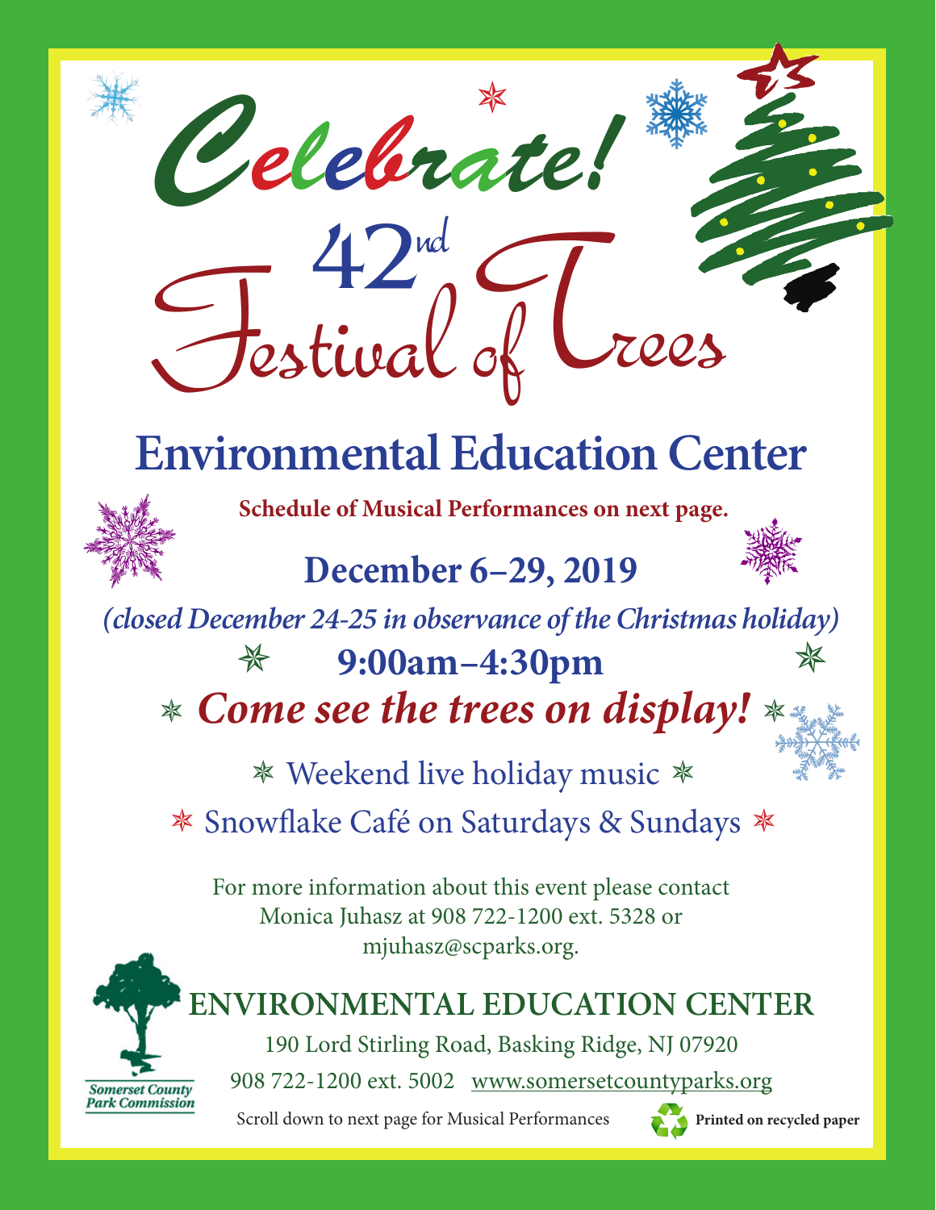# Celebrate!

# 42nd Festival of Trees

## Environmental Education Center

**Schedule of Musical Performances on next page.**

**December 6–29, 2019**

***(closed December 24-25 in observance of the Christmas holiday)***

**9:00am–4:30pm**

***Come see the trees on display!***

Weekend live holiday music

Snowflake Café on Saturdays & Sundays

For more information about this event please contact Monica Juhasz at 908 722-1200 ext. 5328 or mjuhasz@scparks.org.

Somerset County Park Commission

## ENVIRONMENTAL EDUCATION CENTER

190 Lord Stirling Road, Basking Ridge, NJ 07920

908 722-1200 ext. 5002 www.somersetcountyparks.org

Scroll down to next page for Musical Performances

**Printed on recycled paper**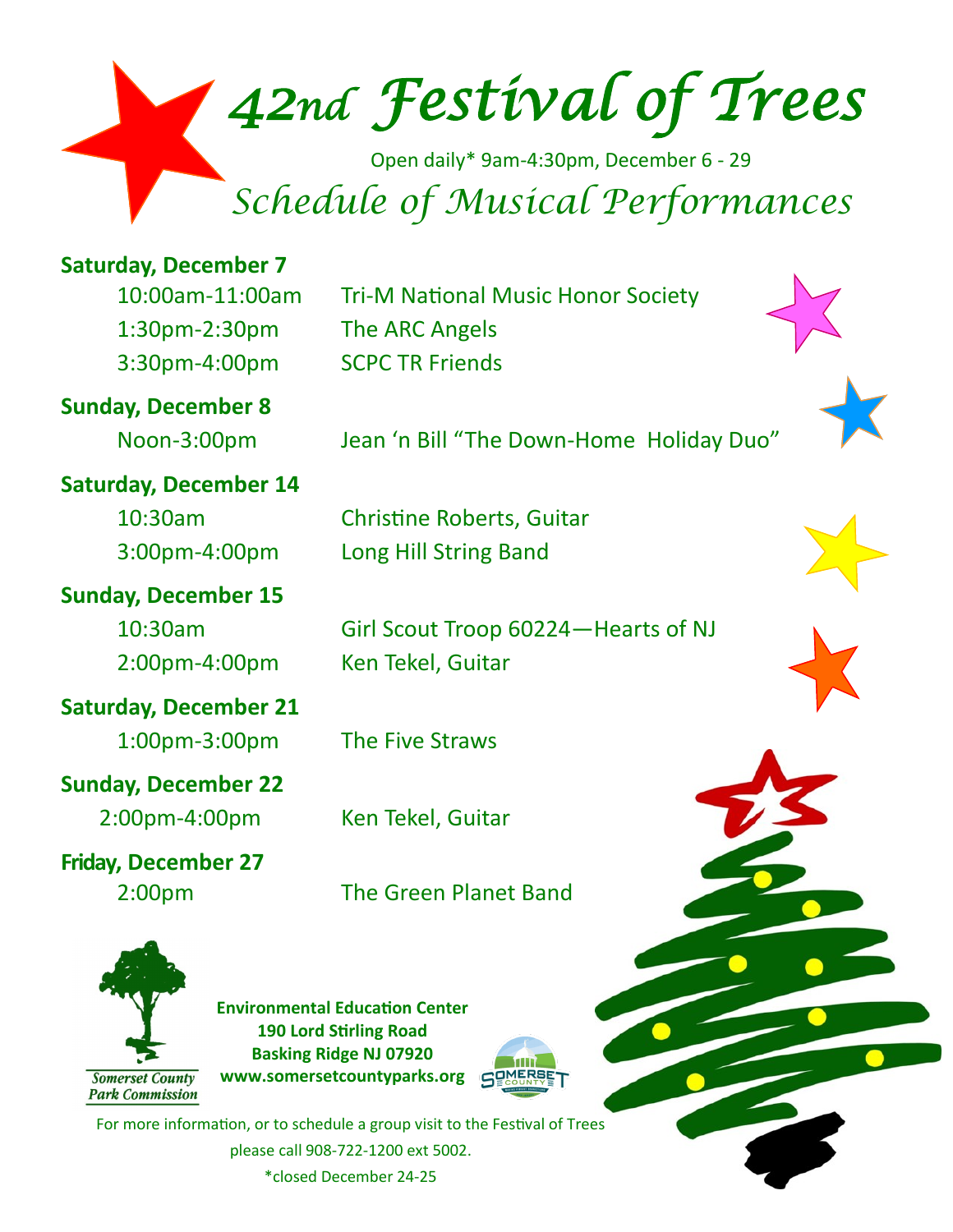# *42nd Festival of Trees*

Open daily* 9am-4:30pm, December 6 - 29

## *Schedule of Musical Performances*

**Saturday, December 7**

| | |
|---|---|
| 10:00am-11:00am | Tri-M National Music Honor Society |
| 1:30pm-2:30pm | The ARC Angels |
| 3:30pm-4:00pm | SCPC TR Friends |

**Sunday, December 8**

| | |
|---|---|
| Noon-3:00pm | Jean 'n Bill "The Down-Home Holiday Duo" |

**Saturday, December 14**

| | |
|---|---|
| 10:30am | Christine Roberts, Guitar |
| 3:00pm-4:00pm | Long Hill String Band |

**Sunday, December 15**

| | |
|---|---|
| 10:30am | Girl Scout Troop 60224—Hearts of NJ |
| 2:00pm-4:00pm | Ken Tekel, Guitar |

**Saturday, December 21**

| | |
|---|---|
| 1:00pm-3:00pm | The Five Straws |

**Sunday, December 22**

| | |
|---|---|
| 2:00pm-4:00pm | Ken Tekel, Guitar |

**Friday, December 27**

| | |
|---|---|
| 2:00pm | The Green Planet Band |

*Somerset County Park Commission*

**Environmental Education Center**
**190 Lord Stirling Road**
**Basking Ridge NJ 07920**
**www.somersetcountyparks.org**

SOMERSET COUNTY

For more information, or to schedule a group visit to the Festival of Trees please call 908-722-1200 ext 5002.

*closed December 24-25